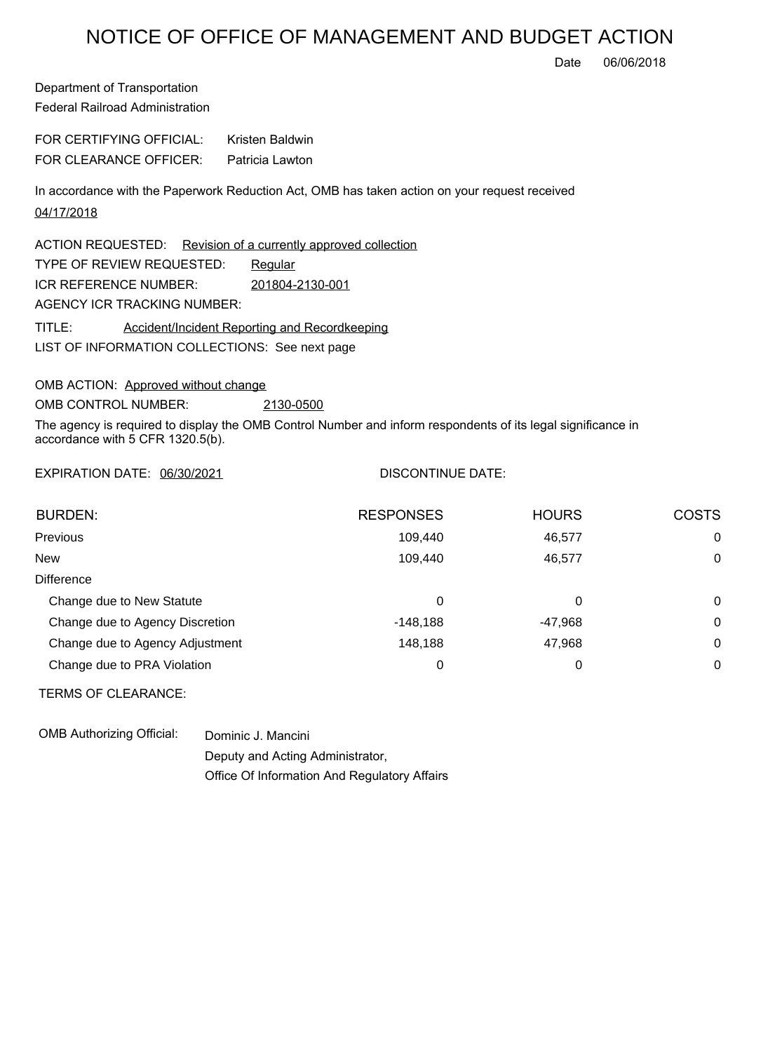# NOTICE OF OFFICE OF MANAGEMENT AND BUDGET ACTION

Date 06/06/2018

Department of Transportation
Federal Railroad Administration

FOR CERTIFYING OFFICIAL: Kristen Baldwin
FOR CLEARANCE OFFICER: Patricia Lawton

In accordance with the Paperwork Reduction Act, OMB has taken action on your request received 04/17/2018

ACTION REQUESTED: Revision of a currently approved collection
TYPE OF REVIEW REQUESTED: Regular
ICR REFERENCE NUMBER: 201804-2130-001
AGENCY ICR TRACKING NUMBER:

TITLE: Accident/Incident Reporting and Recordkeeping
LIST OF INFORMATION COLLECTIONS: See next page

OMB ACTION: Approved without change
OMB CONTROL NUMBER: 2130-0500

The agency is required to display the OMB Control Number and inform respondents of its legal significance in accordance with 5 CFR 1320.5(b).

EXPIRATION DATE: 06/30/2021 DISCONTINUE DATE:

| BURDEN: | RESPONSES | HOURS | COSTS |
|---|---|---|---|
| Previous | 109,440 | 46,577 | 0 |
| New | 109,440 | 46,577 | 0 |
| Difference | | | |
| Change due to New Statute | 0 | 0 | 0 |
| Change due to Agency Discretion | -148,188 | -47,968 | 0 |
| Change due to Agency Adjustment | 148,188 | 47,968 | 0 |
| Change due to PRA Violation | 0 | 0 | 0 |

TERMS OF CLEARANCE:

OMB Authorizing Official: Dominic J. Mancini
Deputy and Acting Administrator,
Office Of Information And Regulatory Affairs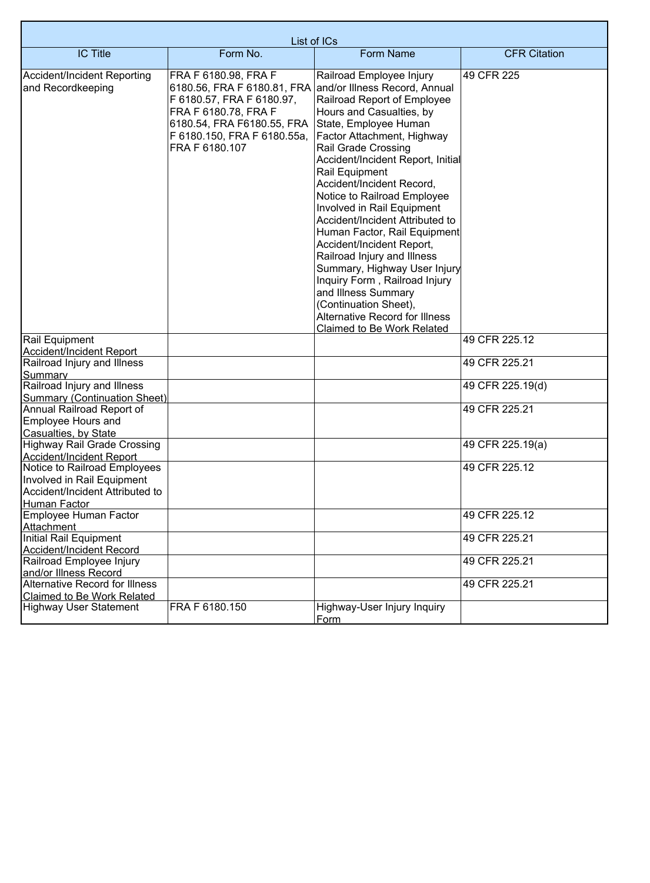| List of ICs | | | |
|---|---|---|---|
| IC Title | Form No. | Form Name | CFR Citation |
| Accident/Incident Reporting and Recordkeeping | FRA F 6180.98, FRA F 6180.56, FRA F 6180.81, FRA F 6180.57, FRA F 6180.97, FRA F 6180.78, FRA F 6180.54, FRA F6180.55, FRA F 6180.150, FRA F 6180.55a, FRA F 6180.107 | Railroad Employee Injury and/or Illness Record, Annual Railroad Report of Employee Hours and Casualties, by State, Employee Human Factor Attachment, Highway Rail Grade Crossing Accident/Incident Report, Initial Rail Equipment Accident/Incident Record, Notice to Railroad Employee Involved in Rail Equipment Accident/Incident Attributed to Human Factor, Rail Equipment Accident/Incident Report, Railroad Injury and Illness Summary, Highway User Injury Inquiry Form , Railroad Injury and Illness Summary (Continuation Sheet), Alternative Record for Illness Claimed to Be Work Related | 49 CFR 225 |
| Rail Equipment Accident/Incident Report | | | 49 CFR 225.12 |
| Railroad Injury and Illness Summary | | | 49 CFR 225.21 |
| Railroad Injury and Illness Summary (Continuation Sheet) | | | 49 CFR 225.19(d) |
| Annual Railroad Report of Employee Hours and Casualties, by State | | | 49 CFR 225.21 |
| Highway Rail Grade Crossing Accident/Incident Report | | | 49 CFR 225.19(a) |
| Notice to Railroad Employees Involved in Rail Equipment Accident/Incident Attributed to Human Factor | | | 49 CFR 225.12 |
| Employee Human Factor Attachment | | | 49 CFR 225.12 |
| Initial Rail Equipment Accident/Incident Record | | | 49 CFR 225.21 |
| Railroad Employee Injury and/or Illness Record | | | 49 CFR 225.21 |
| Alternative Record for Illness Claimed to Be Work Related | | | 49 CFR 225.21 |
| Highway User Statement | FRA F 6180.150 | Highway-User Injury Inquiry Form | |